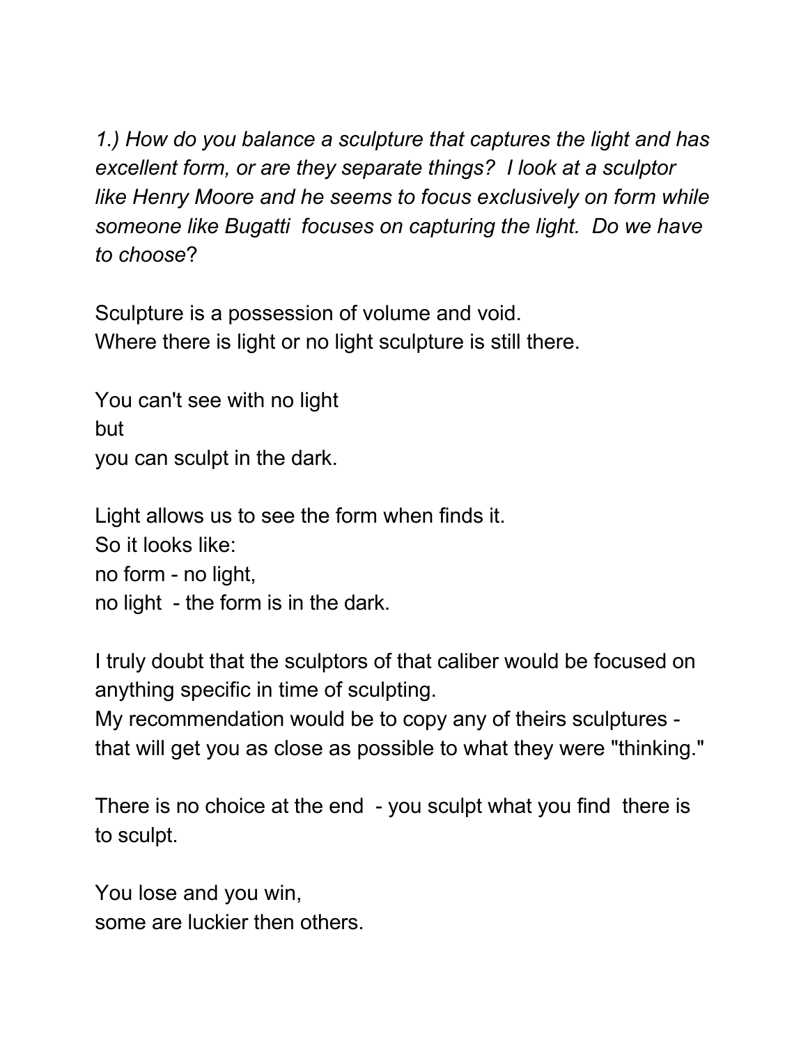*1.) How do you balance a sculpture that captures the light and has excellent form, or are they separate things? I look at a sculptor like Henry Moore and he seems to focus exclusively on form while someone like Bugatti focuses on capturing the light. Do we have to choose*?

Sculpture is a possession of volume and void.
Where there is light or no light sculpture is still there.

You can't see with no light
but
you can sculpt in the dark.

Light allows us to see the form when finds it.
So it looks like:
no form - no light,
no light - the form is in the dark.

I truly doubt that the sculptors of that caliber would be focused on anything specific in time of sculpting.
My recommendation would be to copy any of theirs sculptures - that will get you as close as possible to what they were "thinking."

There is no choice at the end - you sculpt what you find there is to sculpt.

You lose and you win,
some are luckier then others.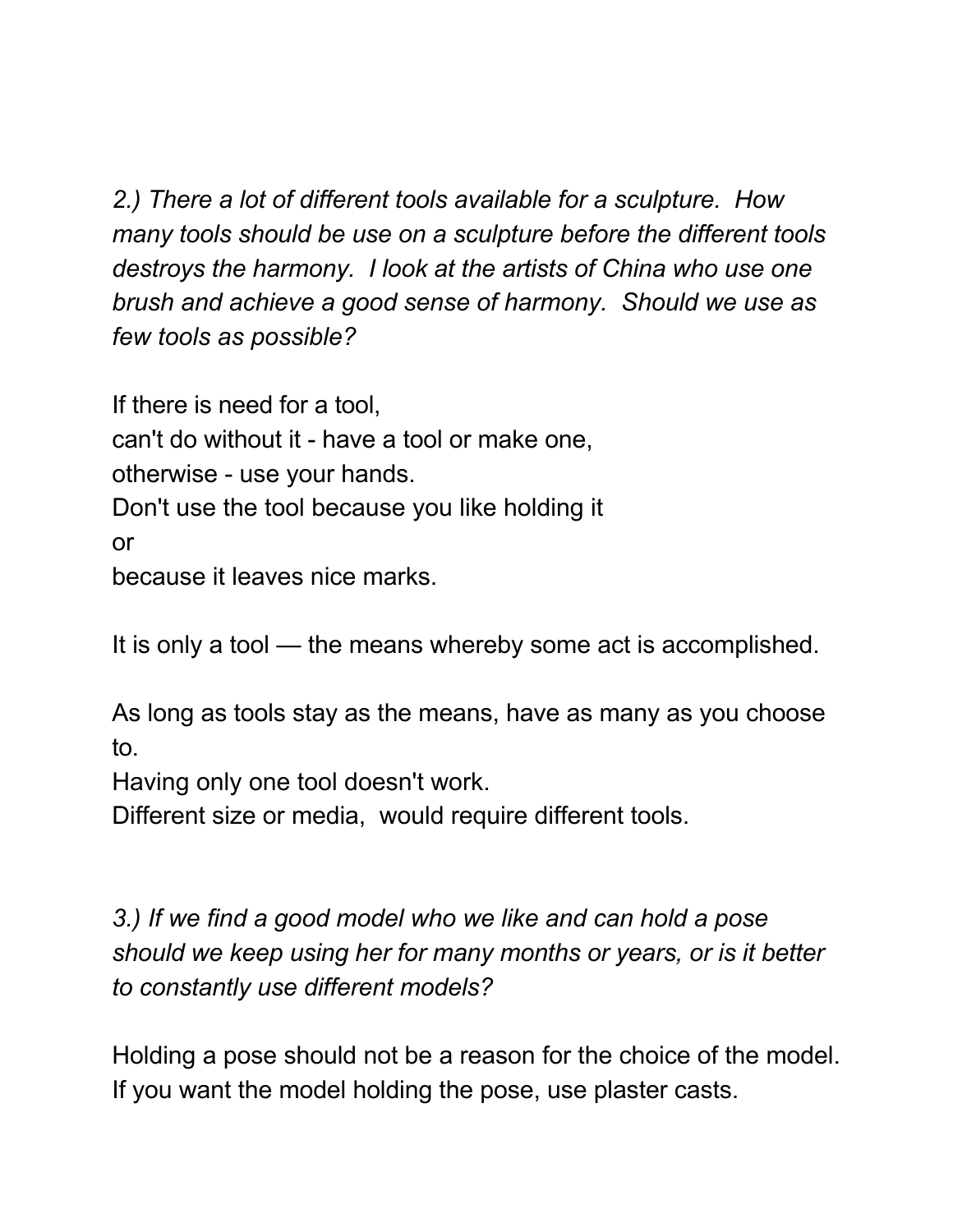*2.) There a lot of different tools available for a sculpture. How many tools should be use on a sculpture before the different tools destroys the harmony. I look at the artists of China who use one brush and achieve a good sense of harmony. Should we use as few tools as possible?*

If there is need for a tool,
can't do without it - have a tool or make one,
otherwise - use your hands.
Don't use the tool because you like holding it
or
because it leaves nice marks.

It is only a tool — the means whereby some act is accomplished.

As long as tools stay as the means, have as many as you choose to.
Having only one tool doesn't work.
Different size or media, would require different tools.

*3.) If we find a good model who we like and can hold a pose should we keep using her for many months or years, or is it better to constantly use different models?*

Holding a pose should not be a reason for the choice of the model.
If you want the model holding the pose, use plaster casts.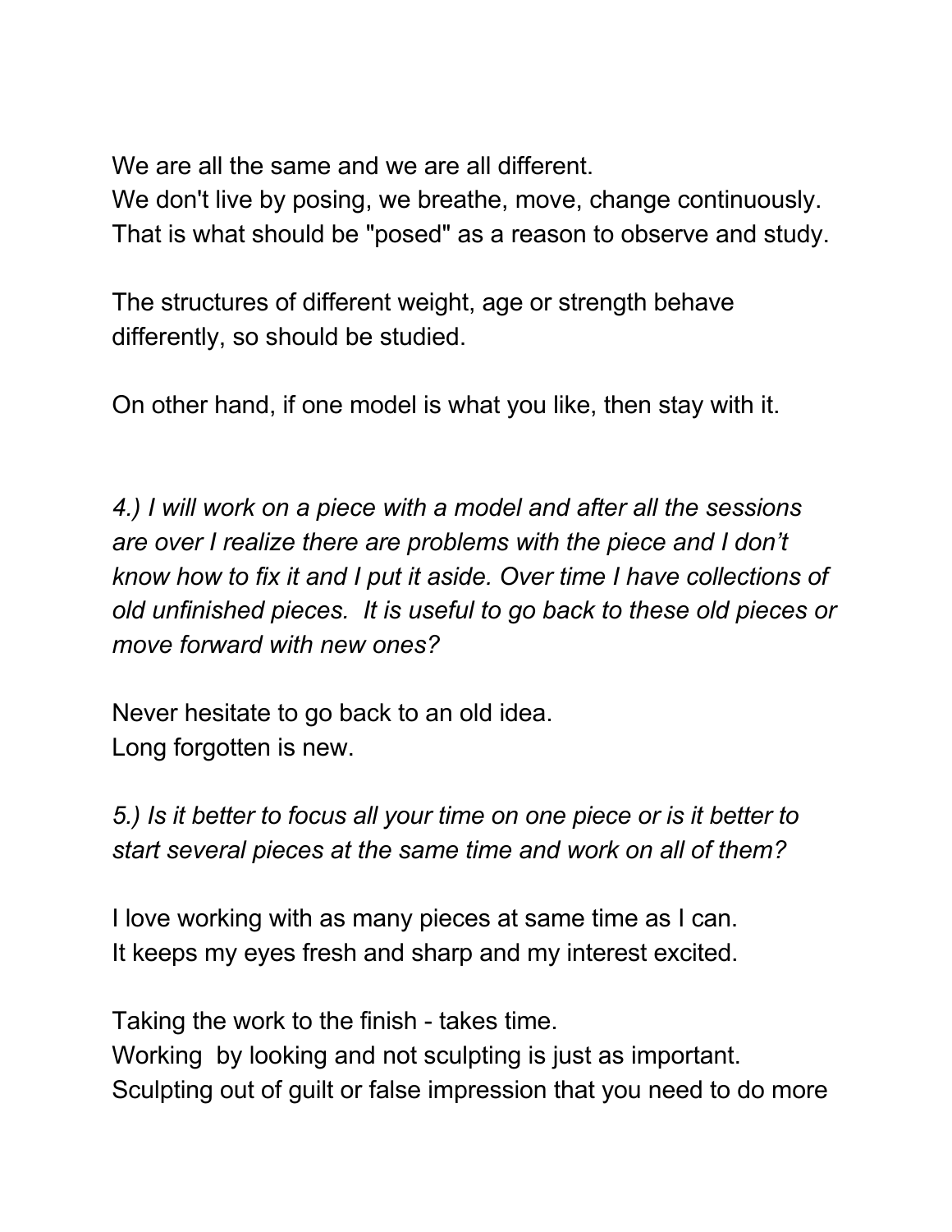We are all the same and we are all different.
We don't live by posing, we breathe, move, change continuously.
That is what should be "posed" as a reason to observe and study.

The structures of different weight, age or strength behave differently, so should be studied.

On other hand, if one model is what you like, then stay with it.

*4.) I will work on a piece with a model and after all the sessions are over I realize there are problems with the piece and I don't know how to fix it and I put it aside. Over time I have collections of old unfinished pieces. It is useful to go back to these old pieces or move forward with new ones?*

Never hesitate to go back to an old idea.
Long forgotten is new.

*5.) Is it better to focus all your time on one piece or is it better to start several pieces at the same time and work on all of them?*

I love working with as many pieces at same time as I can.
It keeps my eyes fresh and sharp and my interest excited.

Taking the work to the finish - takes time.
Working by looking and not sculpting is just as important.
Sculpting out of guilt or false impression that you need to do more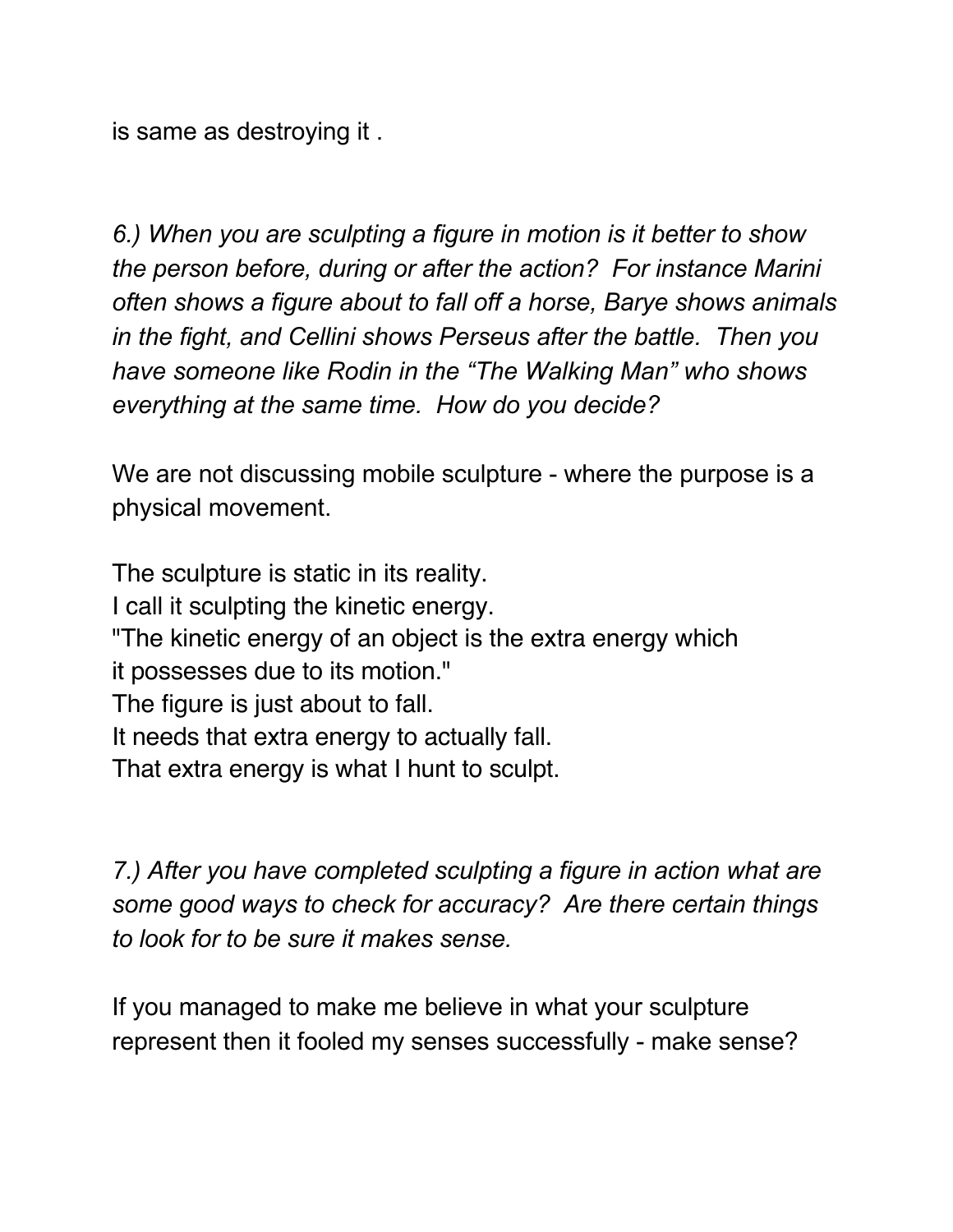is same as destroying it .

*6.) When you are sculpting a figure in motion is it better to show the person before, during or after the action? For instance Marini often shows a figure about to fall off a horse, Barye shows animals in the fight, and Cellini shows Perseus after the battle. Then you have someone like Rodin in the "The Walking Man" who shows everything at the same time. How do you decide?*

We are not discussing mobile sculpture - where the purpose is a physical movement.

The sculpture is static in its reality.
I call it sculpting the kinetic energy.
"The kinetic energy of an object is the extra energy which it possesses due to its motion."
The figure is just about to fall.
It needs that extra energy to actually fall.
That extra energy is what I hunt to sculpt.

*7.) After you have completed sculpting a figure in action what are some good ways to check for accuracy? Are there certain things to look for to be sure it makes sense.*

If you managed to make me believe in what your sculpture represent then it fooled my senses successfully - make sense?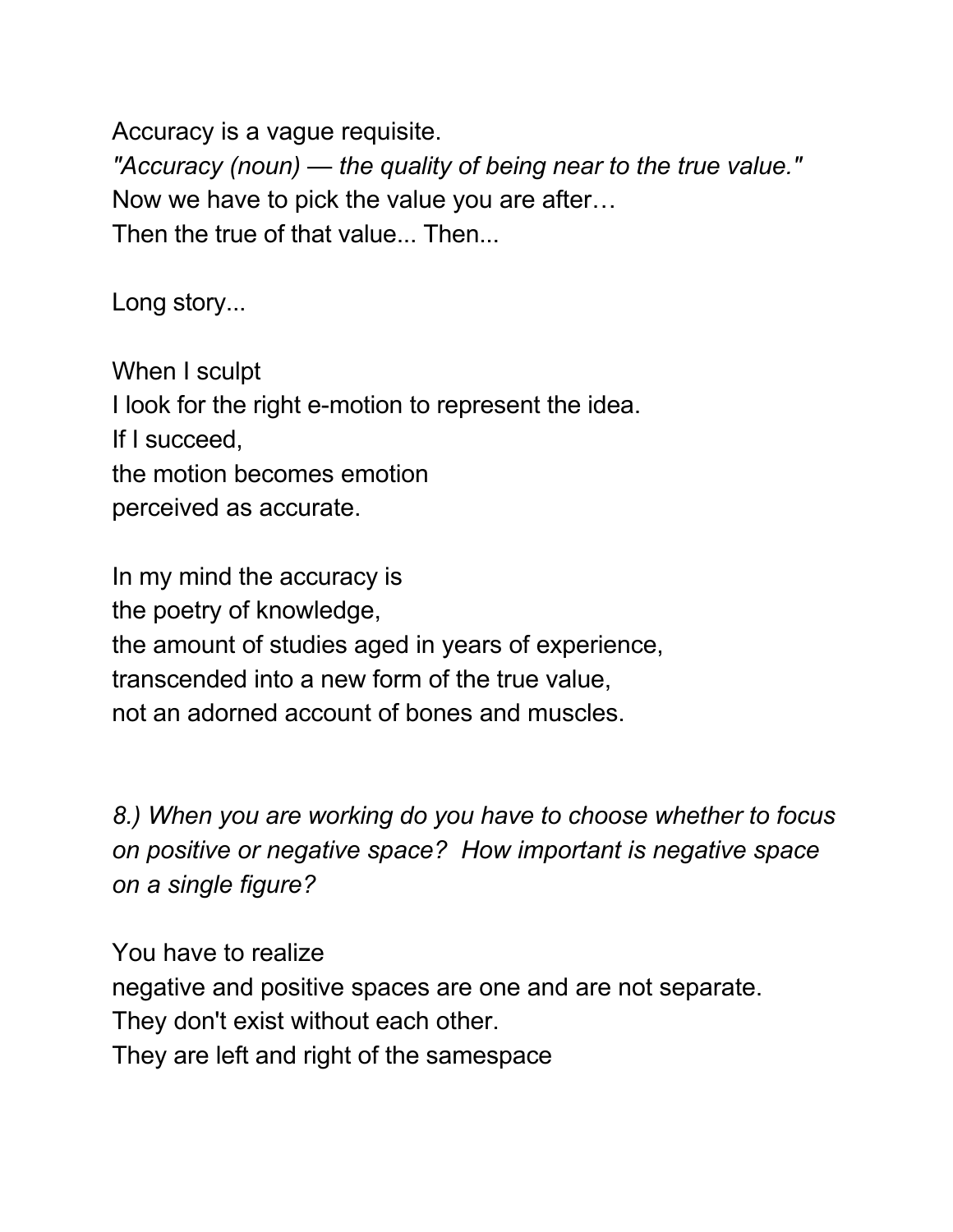Accuracy is a vague requisite.
*"Accuracy (noun) — the quality of being near to the true value."*
Now we have to pick the value you are after…
Then the true of that value... Then...

Long story...

When I sculpt
I look for the right e-motion to represent the idea.
If I succeed,
the motion becomes emotion
perceived as accurate.

In my mind the accuracy is
the poetry of knowledge,
the amount of studies aged in years of experience,
transcended into a new form of the true value,
not an adorned account of bones and muscles.

*8.) When you are working do you have to choose whether to focus on positive or negative space? How important is negative space on a single figure?*

You have to realize
negative and positive spaces are one and are not separate.
They don't exist without each other.
They are left and right of the samespace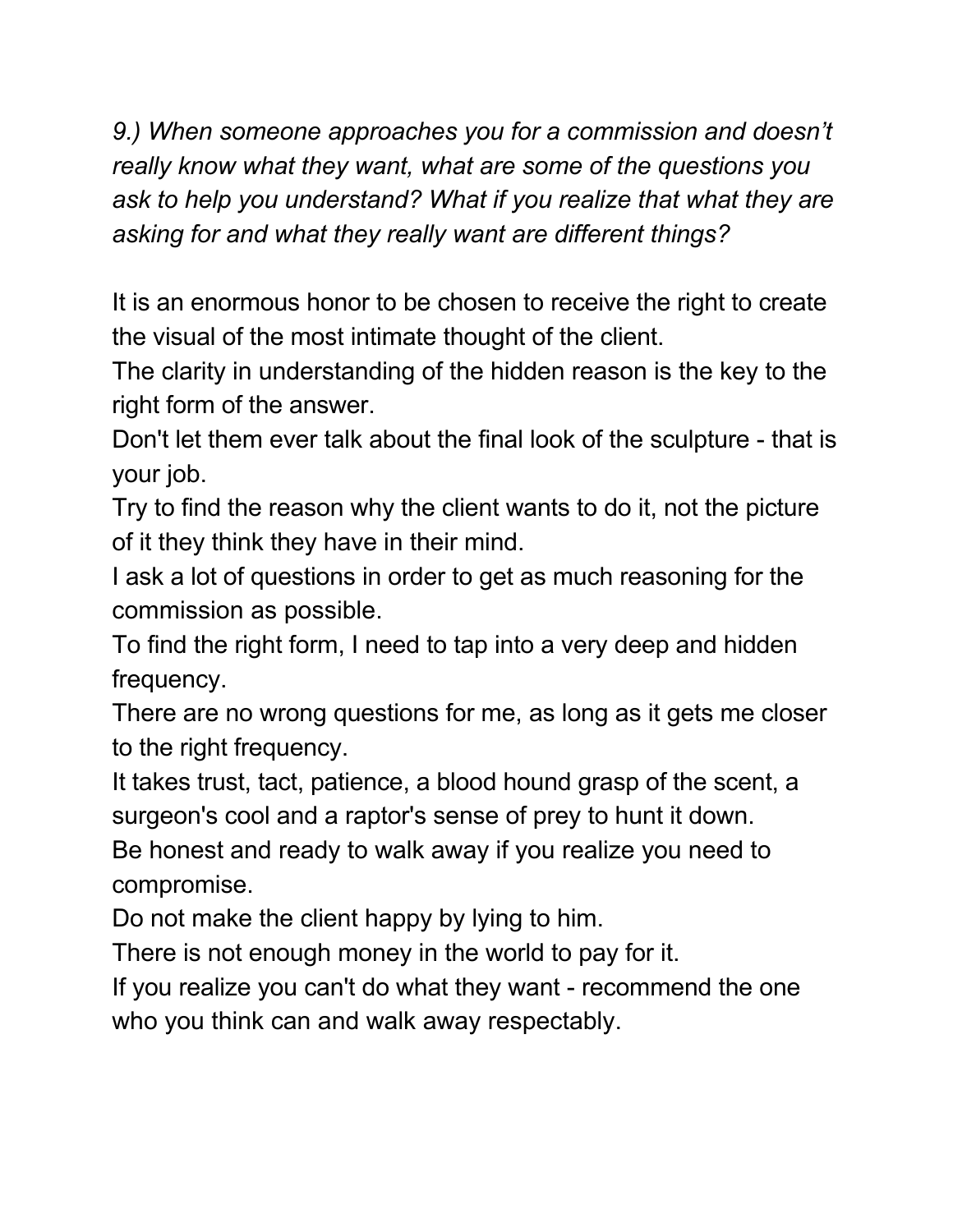*9.) When someone approaches you for a commission and doesn't really know what they want, what are some of the questions you ask to help you understand? What if you realize that what they are asking for and what they really want are different things?*

It is an enormous honor to be chosen to receive the right to create the visual of the most intimate thought of the client.
The clarity in understanding of the hidden reason is the key to the right form of the answer.
Don't let them ever talk about the final look of the sculpture - that is your job.
Try to find the reason why the client wants to do it, not the picture of it they think they have in their mind.
I ask a lot of questions in order to get as much reasoning for the commission as possible.
To find the right form, I need to tap into a very deep and hidden frequency.
There are no wrong questions for me, as long as it gets me closer to the right frequency.
It takes trust, tact, patience, a blood hound grasp of the scent, a surgeon's cool and a raptor's sense of prey to hunt it down.
Be honest and ready to walk away if you realize you need to compromise.
Do not make the client happy by lying to him.
There is not enough money in the world to pay for it.
If you realize you can't do what they want - recommend the one who you think can and walk away respectably.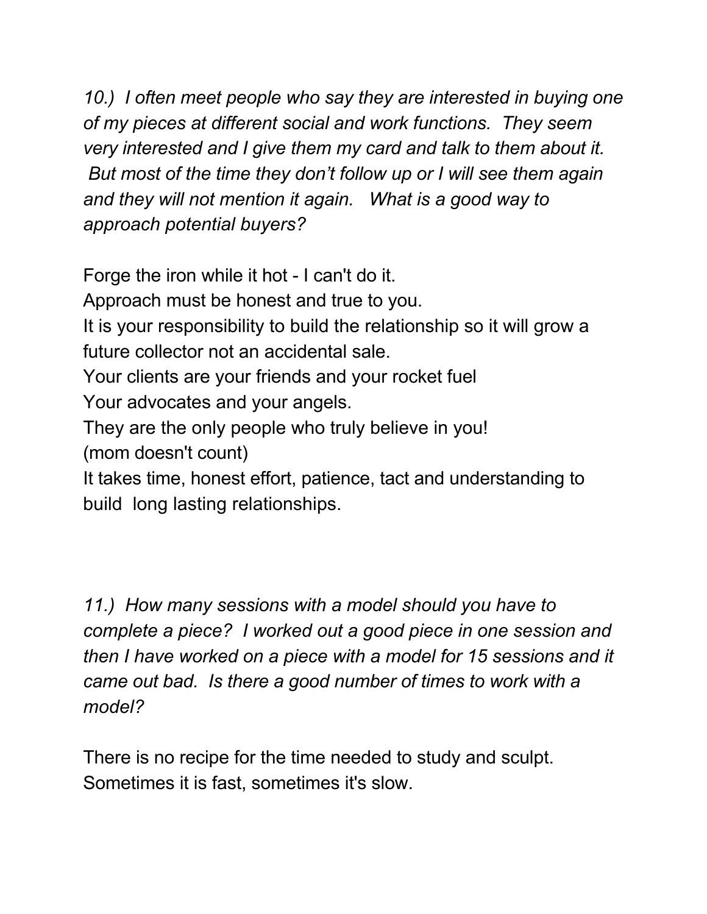*10.) I often meet people who say they are interested in buying one of my pieces at different social and work functions. They seem very interested and I give them my card and talk to them about it. But most of the time they don't follow up or I will see them again and they will not mention it again. What is a good way to approach potential buyers?*

Forge the iron while it hot - I can't do it.
Approach must be honest and true to you.
It is your responsibility to build the relationship so it will grow a future collector not an accidental sale.
Your clients are your friends and your rocket fuel
Your advocates and your angels.
They are the only people who truly believe in you!
(mom doesn't count)
It takes time, honest effort, patience, tact and understanding to build long lasting relationships.

*11.) How many sessions with a model should you have to complete a piece? I worked out a good piece in one session and then I have worked on a piece with a model for 15 sessions and it came out bad. Is there a good number of times to work with a model?*

There is no recipe for the time needed to study and sculpt.
Sometimes it is fast, sometimes it's slow.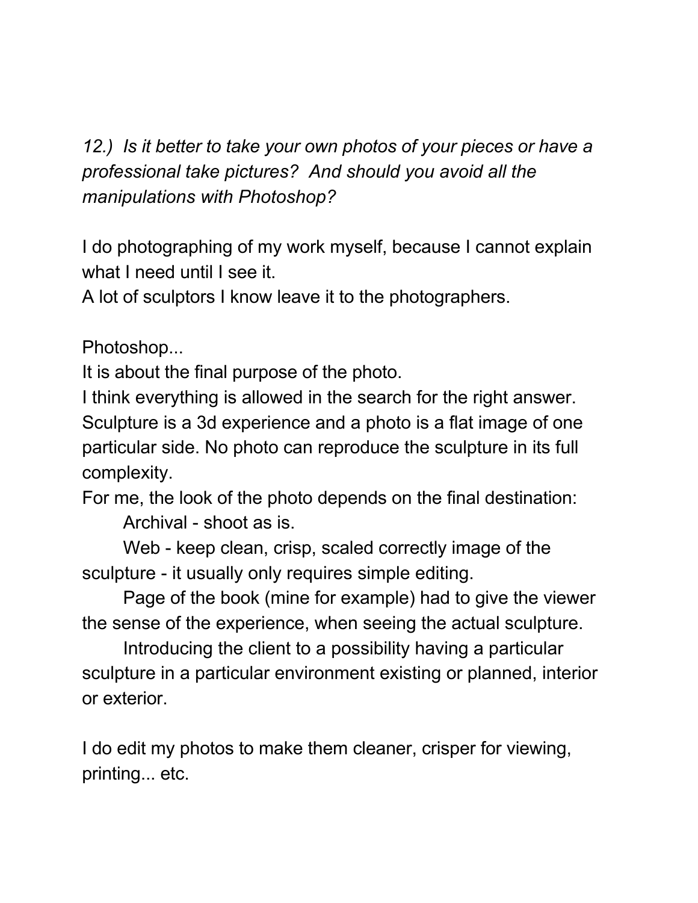*12.) Is it better to take your own photos of your pieces or have a professional take pictures? And should you avoid all the manipulations with Photoshop?*

I do photographing of my work myself, because I cannot explain what I need until I see it.
A lot of sculptors I know leave it to the photographers.

Photoshop...
It is about the final purpose of the photo.
I think everything is allowed in the search for the right answer. Sculpture is a 3d experience and a photo is a flat image of one particular side. No photo can reproduce the sculpture in its full complexity.
For me, the look of the photo depends on the final destination:

Archival - shoot as is.

Web - keep clean, crisp, scaled correctly image of the sculpture - it usually only requires simple editing.

Page of the book (mine for example) had to give the viewer the sense of the experience, when seeing the actual sculpture.

Introducing the client to a possibility having a particular sculpture in a particular environment existing or planned, interior or exterior.

I do edit my photos to make them cleaner, crisper for viewing, printing... etc.